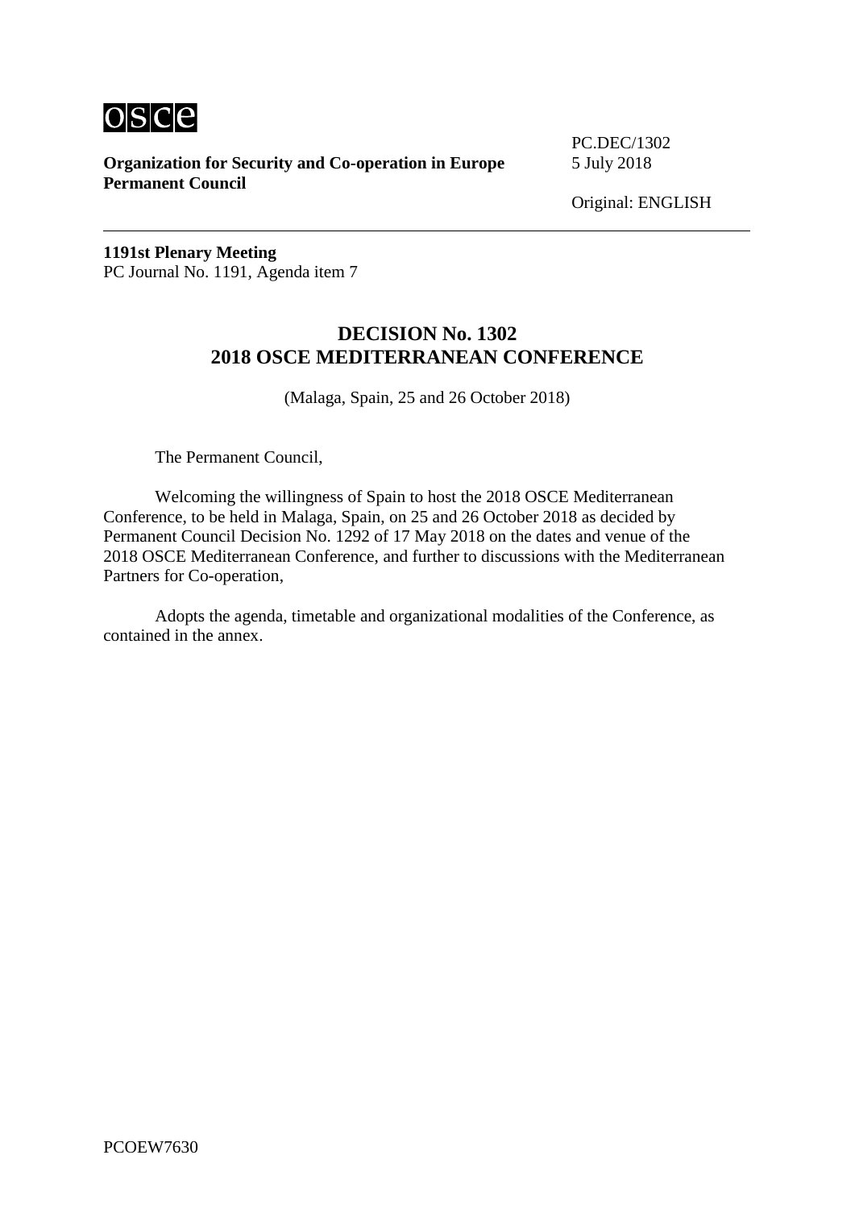osce

**Organization for Security and Co-operation in Europe**
**Permanent Council**

PC.DEC/1302
5 July 2018

Original: ENGLISH

---

**1191st Plenary Meeting**
PC Journal No. 1191, Agenda item 7

# DECISION No. 1302
# 2018 OSCE MEDITERRANEAN CONFERENCE

(Malaga, Spain, 25 and 26 October 2018)

The Permanent Council,

Welcoming the willingness of Spain to host the 2018 OSCE Mediterranean Conference, to be held in Malaga, Spain, on 25 and 26 October 2018 as decided by Permanent Council Decision No. 1292 of 17 May 2018 on the dates and venue of the 2018 OSCE Mediterranean Conference, and further to discussions with the Mediterranean Partners for Co-operation,

Adopts the agenda, timetable and organizational modalities of the Conference, as contained in the annex.

PCOEW7630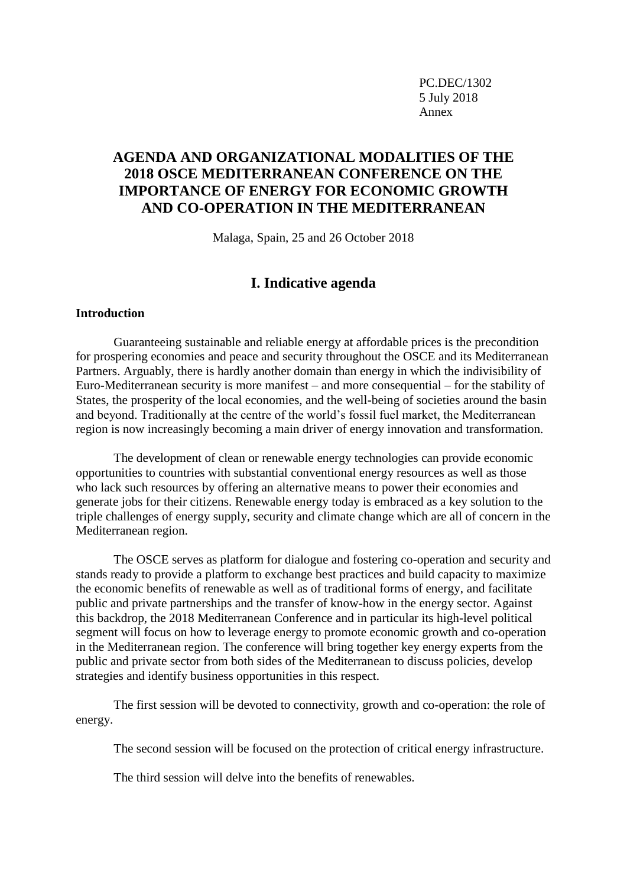PC.DEC/1302
5 July 2018
Annex

# AGENDA AND ORGANIZATIONAL MODALITIES OF THE 2018 OSCE MEDITERRANEAN CONFERENCE ON THE IMPORTANCE OF ENERGY FOR ECONOMIC GROWTH AND CO-OPERATION IN THE MEDITERRANEAN

Malaga, Spain, 25 and 26 October 2018

## I. Indicative agenda

**Introduction**

Guaranteeing sustainable and reliable energy at affordable prices is the precondition for prospering economies and peace and security throughout the OSCE and its Mediterranean Partners. Arguably, there is hardly another domain than energy in which the indivisibility of Euro-Mediterranean security is more manifest – and more consequential – for the stability of States, the prosperity of the local economies, and the well-being of societies around the basin and beyond. Traditionally at the centre of the world's fossil fuel market, the Mediterranean region is now increasingly becoming a main driver of energy innovation and transformation.

The development of clean or renewable energy technologies can provide economic opportunities to countries with substantial conventional energy resources as well as those who lack such resources by offering an alternative means to power their economies and generate jobs for their citizens. Renewable energy today is embraced as a key solution to the triple challenges of energy supply, security and climate change which are all of concern in the Mediterranean region.

The OSCE serves as platform for dialogue and fostering co-operation and security and stands ready to provide a platform to exchange best practices and build capacity to maximize the economic benefits of renewable as well as of traditional forms of energy, and facilitate public and private partnerships and the transfer of know-how in the energy sector. Against this backdrop, the 2018 Mediterranean Conference and in particular its high-level political segment will focus on how to leverage energy to promote economic growth and co-operation in the Mediterranean region. The conference will bring together key energy experts from the public and private sector from both sides of the Mediterranean to discuss policies, develop strategies and identify business opportunities in this respect.

The first session will be devoted to connectivity, growth and co-operation: the role of energy.

The second session will be focused on the protection of critical energy infrastructure.

The third session will delve into the benefits of renewables.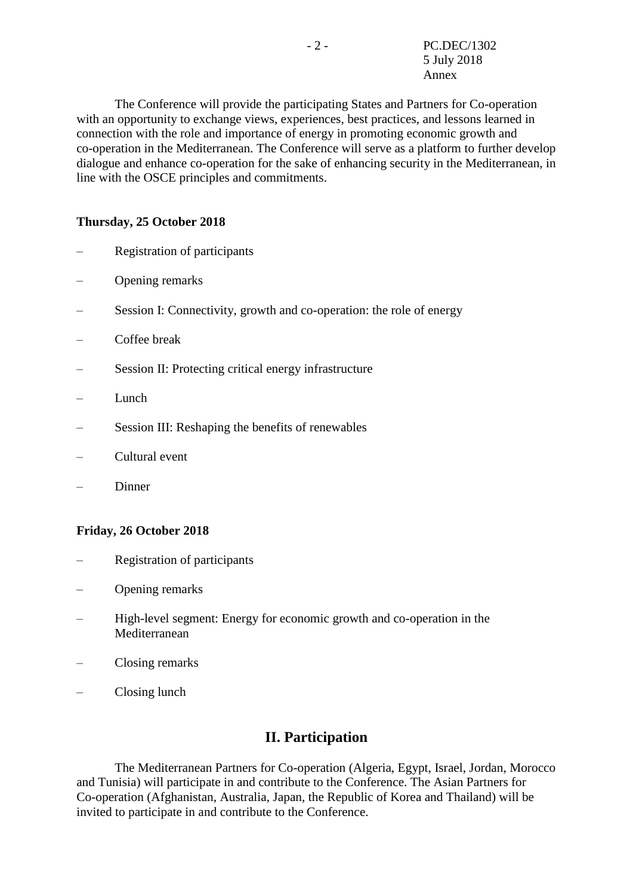The Conference will provide the participating States and Partners for Co-operation with an opportunity to exchange views, experiences, best practices, and lessons learned in connection with the role and importance of energy in promoting economic growth and co-operation in the Mediterranean. The Conference will serve as a platform to further develop dialogue and enhance co-operation for the sake of enhancing security in the Mediterranean, in line with the OSCE principles and commitments.

**Thursday, 25 October 2018**

– Registration of participants

– Opening remarks

– Session I: Connectivity, growth and co-operation: the role of energy

– Coffee break

– Session II: Protecting critical energy infrastructure

– Lunch

– Session III: Reshaping the benefits of renewables

– Cultural event

– Dinner

**Friday, 26 October 2018**

– Registration of participants

– Opening remarks

– High-level segment: Energy for economic growth and co-operation in the Mediterranean

– Closing remarks

– Closing lunch

## II. Participation

The Mediterranean Partners for Co-operation (Algeria, Egypt, Israel, Jordan, Morocco and Tunisia) will participate in and contribute to the Conference. The Asian Partners for Co-operation (Afghanistan, Australia, Japan, the Republic of Korea and Thailand) will be invited to participate in and contribute to the Conference.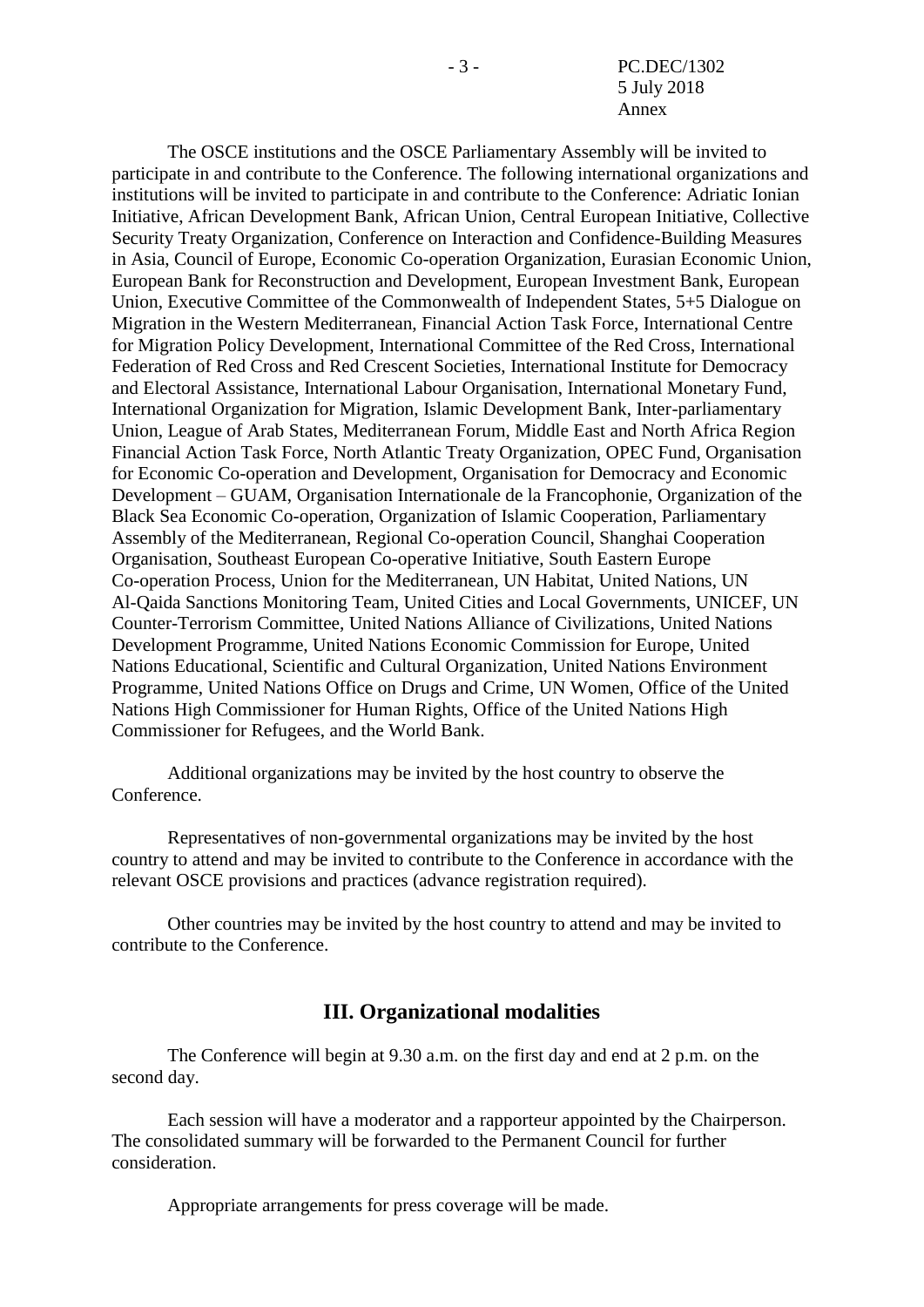The OSCE institutions and the OSCE Parliamentary Assembly will be invited to participate in and contribute to the Conference. The following international organizations and institutions will be invited to participate in and contribute to the Conference: Adriatic Ionian Initiative, African Development Bank, African Union, Central European Initiative, Collective Security Treaty Organization, Conference on Interaction and Confidence-Building Measures in Asia, Council of Europe, Economic Co-operation Organization, Eurasian Economic Union, European Bank for Reconstruction and Development, European Investment Bank, European Union, Executive Committee of the Commonwealth of Independent States, 5+5 Dialogue on Migration in the Western Mediterranean, Financial Action Task Force, International Centre for Migration Policy Development, International Committee of the Red Cross, International Federation of Red Cross and Red Crescent Societies, International Institute for Democracy and Electoral Assistance, International Labour Organisation, International Monetary Fund, International Organization for Migration, Islamic Development Bank, Inter-parliamentary Union, League of Arab States, Mediterranean Forum, Middle East and North Africa Region Financial Action Task Force, North Atlantic Treaty Organization, OPEC Fund, Organisation for Economic Co-operation and Development, Organisation for Democracy and Economic Development – GUAM, Organisation Internationale de la Francophonie, Organization of the Black Sea Economic Co-operation, Organization of Islamic Cooperation, Parliamentary Assembly of the Mediterranean, Regional Co-operation Council, Shanghai Cooperation Organisation, Southeast European Co-operative Initiative, South Eastern Europe Co-operation Process, Union for the Mediterranean, UN Habitat, United Nations, UN Al-Qaida Sanctions Monitoring Team, United Cities and Local Governments, UNICEF, UN Counter-Terrorism Committee, United Nations Alliance of Civilizations, United Nations Development Programme, United Nations Economic Commission for Europe, United Nations Educational, Scientific and Cultural Organization, United Nations Environment Programme, United Nations Office on Drugs and Crime, UN Women, Office of the United Nations High Commissioner for Human Rights, Office of the United Nations High Commissioner for Refugees, and the World Bank.

Additional organizations may be invited by the host country to observe the Conference.

Representatives of non-governmental organizations may be invited by the host country to attend and may be invited to contribute to the Conference in accordance with the relevant OSCE provisions and practices (advance registration required).

Other countries may be invited by the host country to attend and may be invited to contribute to the Conference.

## III. Organizational modalities

The Conference will begin at 9.30 a.m. on the first day and end at 2 p.m. on the second day.

Each session will have a moderator and a rapporteur appointed by the Chairperson. The consolidated summary will be forwarded to the Permanent Council for further consideration.

Appropriate arrangements for press coverage will be made.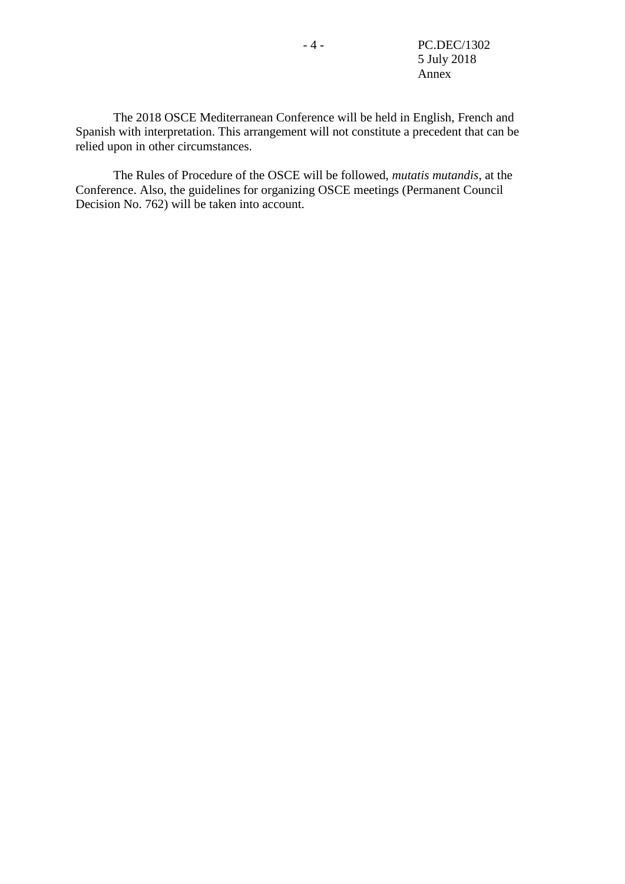The 2018 OSCE Mediterranean Conference will be held in English, French and Spanish with interpretation. This arrangement will not constitute a precedent that can be relied upon in other circumstances.

The Rules of Procedure of the OSCE will be followed, *mutatis mutandis*, at the Conference. Also, the guidelines for organizing OSCE meetings (Permanent Council Decision No. 762) will be taken into account.